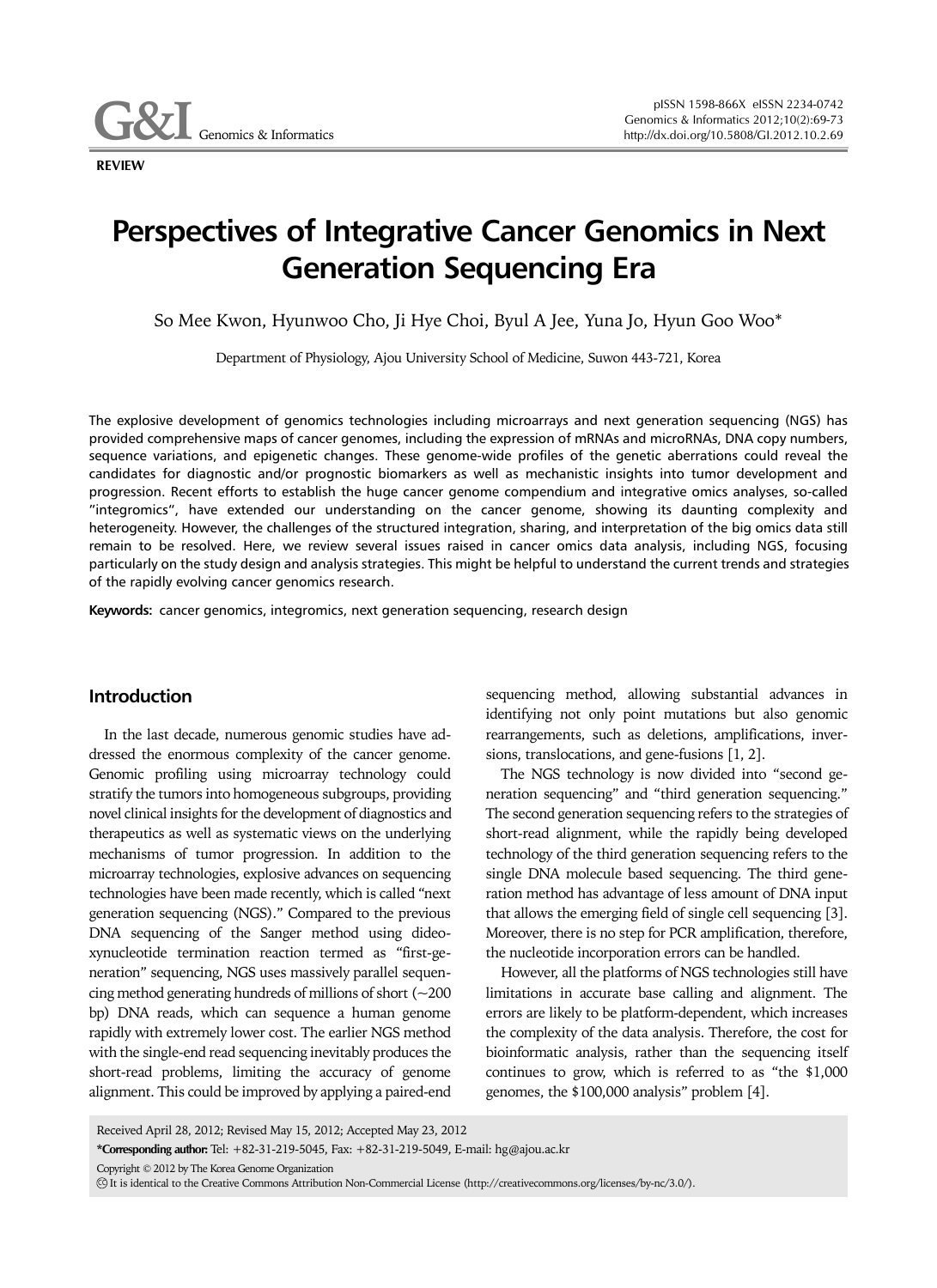REVIEW

# Perspectives of Integrative Cancer Genomics in Next Generation Sequencing Era

So Mee Kwon, Hyunwoo Cho, Ji Hye Choi, Byul A Jee, Yuna Jo, Hyun Goo Woo*

Department of Physiology, Ajou University School of Medicine, Suwon 443-721, Korea

The explosive development of genomics technologies including microarrays and next generation sequencing (NGS) has provided comprehensive maps of cancer genomes, including the expression of mRNAs and microRNAs, DNA copy numbers, sequence variations, and epigenetic changes. These genome-wide profiles of the genetic aberrations could reveal the candidates for diagnostic and/or prognostic biomarkers as well as mechanistic insights into tumor development and progression. Recent efforts to establish the huge cancer genome compendium and integrative omics analyses, so-called "integromics", have extended our understanding on the cancer genome, showing its daunting complexity and heterogeneity. However, the challenges of the structured integration, sharing, and interpretation of the big omics data still remain to be resolved. Here, we review several issues raised in cancer omics data analysis, including NGS, focusing particularly on the study design and analysis strategies. This might be helpful to understand the current trends and strategies of the rapidly evolving cancer genomics research.

**Keywords:** cancer genomics, integromics, next generation sequencing, research design

## Introduction

In the last decade, numerous genomic studies have addressed the enormous complexity of the cancer genome. Genomic profiling using microarray technology could stratify the tumors into homogeneous subgroups, providing novel clinical insights for the development of diagnostics and therapeutics as well as systematic views on the underlying mechanisms of tumor progression. In addition to the microarray technologies, explosive advances on sequencing technologies have been made recently, which is called "next generation sequencing (NGS)." Compared to the previous DNA sequencing of the Sanger method using dideoxynucleotide termination reaction termed as "first-generation" sequencing, NGS uses massively parallel sequencing method generating hundreds of millions of short (~200 bp) DNA reads, which can sequence a human genome rapidly with extremely lower cost. The earlier NGS method with the single-end read sequencing inevitably produces the short-read problems, limiting the accuracy of genome alignment. This could be improved by applying a paired-end sequencing method, allowing substantial advances in identifying not only point mutations but also genomic rearrangements, such as deletions, amplifications, inversions, translocations, and gene-fusions [1, 2].

The NGS technology is now divided into "second generation sequencing" and "third generation sequencing." The second generation sequencing refers to the strategies of short-read alignment, while the rapidly being developed technology of the third generation sequencing refers to the single DNA molecule based sequencing. The third generation method has advantage of less amount of DNA input that allows the emerging field of single cell sequencing [3]. Moreover, there is no step for PCR amplification, therefore, the nucleotide incorporation errors can be handled.

However, all the platforms of NGS technologies still have limitations in accurate base calling and alignment. The errors are likely to be platform-dependent, which increases the complexity of the data analysis. Therefore, the cost for bioinformatic analysis, rather than the sequencing itself continues to grow, which is referred to as "the $1,000 genomes, the $100,000 analysis" problem [4].

Received April 28, 2012; Revised May 15, 2012; Accepted May 23, 2012

***Corresponding author:** Tel: +82-31-219-5045, Fax: +82-31-219-5049, E-mail: hg@ajou.ac.kr

Copyright © 2012 by The Korea Genome Organization

It is identical to the Creative Commons Attribution Non-Commercial License (http://creativecommons.org/licenses/by-nc/3.0/).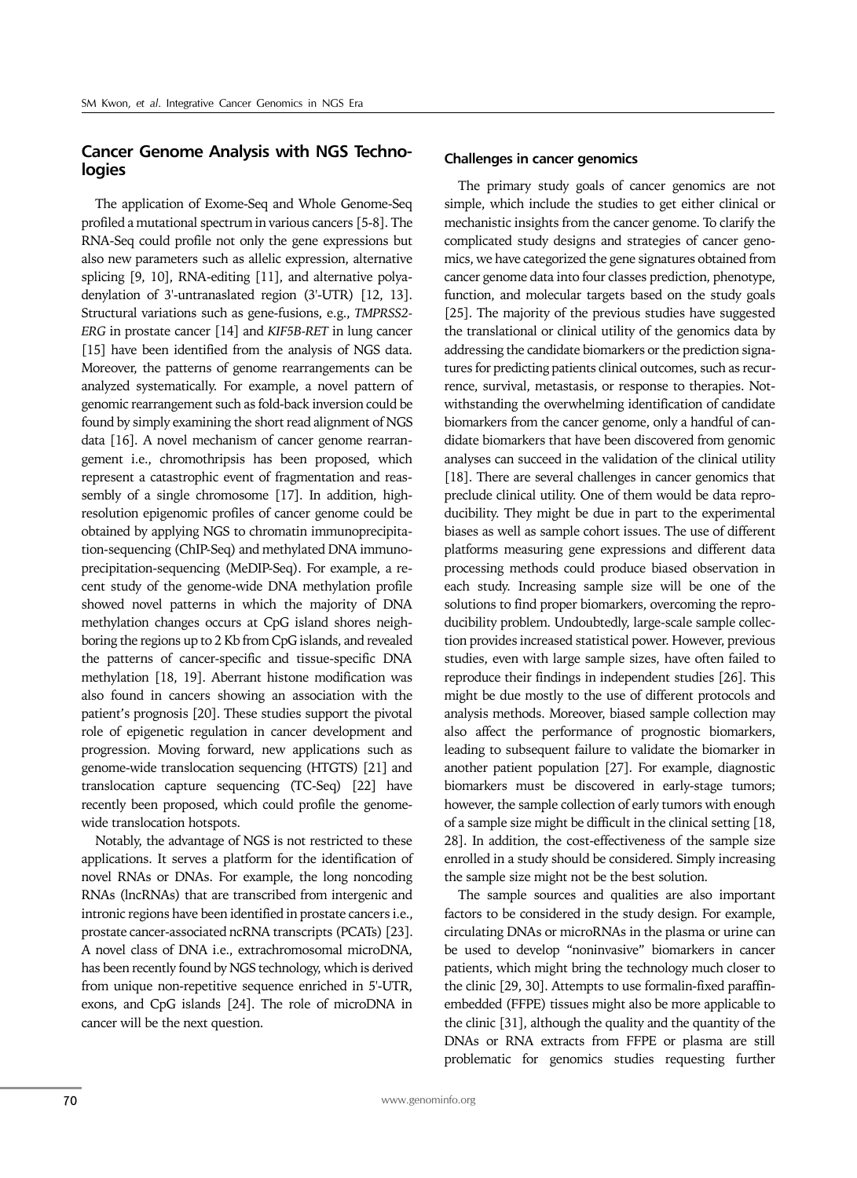## Cancer Genome Analysis with NGS Technologies

The application of Exome-Seq and Whole Genome-Seq profiled a mutational spectrum in various cancers [5-8]. The RNA-Seq could profile not only the gene expressions but also new parameters such as allelic expression, alternative splicing [9, 10], RNA-editing [11], and alternative polyadenylation of 3'-untranaslated region (3'-UTR) [12, 13]. Structural variations such as gene-fusions, e.g., *TMPRSS2-ERG* in prostate cancer [14] and *KIF5B-RET* in lung cancer [15] have been identified from the analysis of NGS data. Moreover, the patterns of genome rearrangements can be analyzed systematically. For example, a novel pattern of genomic rearrangement such as fold-back inversion could be found by simply examining the short read alignment of NGS data [16]. A novel mechanism of cancer genome rearrangement i.e., chromothripsis has been proposed, which represent a catastrophic event of fragmentation and reassembly of a single chromosome [17]. In addition, high-resolution epigenomic profiles of cancer genome could be obtained by applying NGS to chromatin immunoprecipitation-sequencing (ChIP-Seq) and methylated DNA immunoprecipitation-sequencing (MeDIP-Seq). For example, a recent study of the genome-wide DNA methylation profile showed novel patterns in which the majority of DNA methylation changes occurs at CpG island shores neighboring the regions up to 2 Kb from CpG islands, and revealed the patterns of cancer-specific and tissue-specific DNA methylation [18, 19]. Aberrant histone modification was also found in cancers showing an association with the patient's prognosis [20]. These studies support the pivotal role of epigenetic regulation in cancer development and progression. Moving forward, new applications such as genome-wide translocation sequencing (HTGTS) [21] and translocation capture sequencing (TC-Seq) [22] have recently been proposed, which could profile the genome-wide translocation hotspots.

Notably, the advantage of NGS is not restricted to these applications. It serves a platform for the identification of novel RNAs or DNAs. For example, the long noncoding RNAs (lncRNAs) that are transcribed from intergenic and intronic regions have been identified in prostate cancers i.e., prostate cancer-associated ncRNA transcripts (PCATs) [23]. A novel class of DNA i.e., extrachromosomal microDNA, has been recently found by NGS technology, which is derived from unique non-repetitive sequence enriched in 5'-UTR, exons, and CpG islands [24]. The role of microDNA in cancer will be the next question.

### Challenges in cancer genomics

The primary study goals of cancer genomics are not simple, which include the studies to get either clinical or mechanistic insights from the cancer genome. To clarify the complicated study designs and strategies of cancer genomics, we have categorized the gene signatures obtained from cancer genome data into four classes prediction, phenotype, function, and molecular targets based on the study goals [25]. The majority of the previous studies have suggested the translational or clinical utility of the genomics data by addressing the candidate biomarkers or the prediction signatures for predicting patients clinical outcomes, such as recurrence, survival, metastasis, or response to therapies. Notwithstanding the overwhelming identification of candidate biomarkers from the cancer genome, only a handful of candidate biomarkers that have been discovered from genomic analyses can succeed in the validation of the clinical utility [18]. There are several challenges in cancer genomics that preclude clinical utility. One of them would be data reproducibility. They might be due in part to the experimental biases as well as sample cohort issues. The use of different platforms measuring gene expressions and different data processing methods could produce biased observation in each study. Increasing sample size will be one of the solutions to find proper biomarkers, overcoming the reproducibility problem. Undoubtedly, large-scale sample collection provides increased statistical power. However, previous studies, even with large sample sizes, have often failed to reproduce their findings in independent studies [26]. This might be due mostly to the use of different protocols and analysis methods. Moreover, biased sample collection may also affect the performance of prognostic biomarkers, leading to subsequent failure to validate the biomarker in another patient population [27]. For example, diagnostic biomarkers must be discovered in early-stage tumors; however, the sample collection of early tumors with enough of a sample size might be difficult in the clinical setting [18, 28]. In addition, the cost-effectiveness of the sample size enrolled in a study should be considered. Simply increasing the sample size might not be the best solution.

The sample sources and qualities are also important factors to be considered in the study design. For example, circulating DNAs or microRNAs in the plasma or urine can be used to develop "noninvasive" biomarkers in cancer patients, which might bring the technology much closer to the clinic [29, 30]. Attempts to use formalin-fixed paraffin-embedded (FFPE) tissues might also be more applicable to the clinic [31], although the quality and the quantity of the DNAs or RNA extracts from FFPE or plasma are still problematic for genomics studies requesting further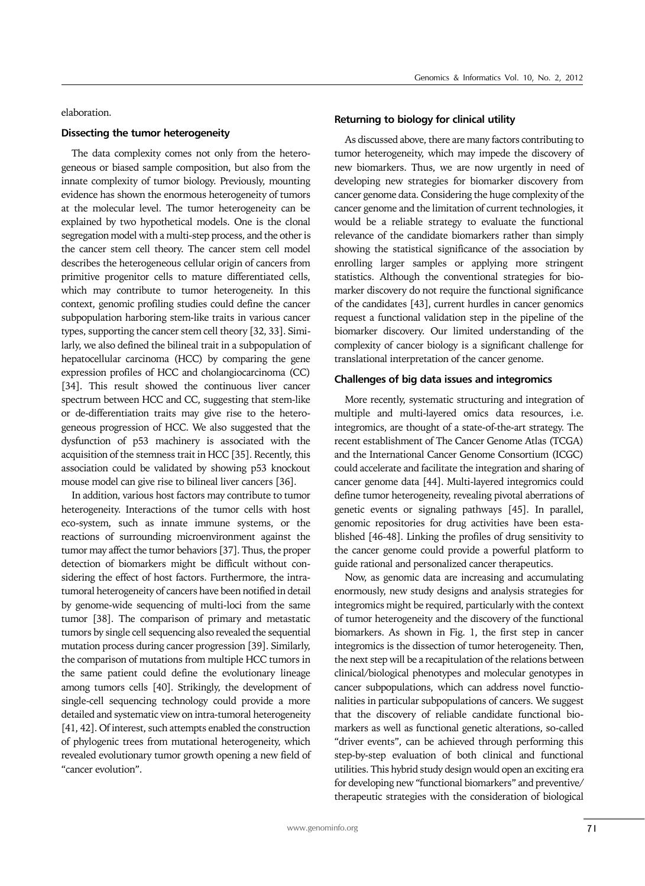elaboration.

### Dissecting the tumor heterogeneity

The data complexity comes not only from the heterogeneous or biased sample composition, but also from the innate complexity of tumor biology. Previously, mounting evidence has shown the enormous heterogeneity of tumors at the molecular level. The tumor heterogeneity can be explained by two hypothetical models. One is the clonal segregation model with a multi-step process, and the other is the cancer stem cell theory. The cancer stem cell model describes the heterogeneous cellular origin of cancers from primitive progenitor cells to mature differentiated cells, which may contribute to tumor heterogeneity. In this context, genomic profiling studies could define the cancer subpopulation harboring stem-like traits in various cancer types, supporting the cancer stem cell theory [32, 33]. Similarly, we also defined the bilineal trait in a subpopulation of hepatocellular carcinoma (HCC) by comparing the gene expression profiles of HCC and cholangiocarcinoma (CC) [34]. This result showed the continuous liver cancer spectrum between HCC and CC, suggesting that stem-like or de-differentiation traits may give rise to the heterogeneous progression of HCC. We also suggested that the dysfunction of p53 machinery is associated with the acquisition of the stemness trait in HCC [35]. Recently, this association could be validated by showing p53 knockout mouse model can give rise to bilineal liver cancers [36].

In addition, various host factors may contribute to tumor heterogeneity. Interactions of the tumor cells with host eco-system, such as innate immune systems, or the reactions of surrounding microenvironment against the tumor may affect the tumor behaviors [37]. Thus, the proper detection of biomarkers might be difficult without considering the effect of host factors. Furthermore, the intra-tumoral heterogeneity of cancers have been notified in detail by genome-wide sequencing of multi-loci from the same tumor [38]. The comparison of primary and metastatic tumors by single cell sequencing also revealed the sequential mutation process during cancer progression [39]. Similarly, the comparison of mutations from multiple HCC tumors in the same patient could define the evolutionary lineage among tumors cells [40]. Strikingly, the development of single-cell sequencing technology could provide a more detailed and systematic view on intra-tumoral heterogeneity [41, 42]. Of interest, such attempts enabled the construction of phylogenic trees from mutational heterogeneity, which revealed evolutionary tumor growth opening a new field of "cancer evolution".

### Returning to biology for clinical utility

As discussed above, there are many factors contributing to tumor heterogeneity, which may impede the discovery of new biomarkers. Thus, we are now urgently in need of developing new strategies for biomarker discovery from cancer genome data. Considering the huge complexity of the cancer genome and the limitation of current technologies, it would be a reliable strategy to evaluate the functional relevance of the candidate biomarkers rather than simply showing the statistical significance of the association by enrolling larger samples or applying more stringent statistics. Although the conventional strategies for biomarker discovery do not require the functional significance of the candidates [43], current hurdles in cancer genomics request a functional validation step in the pipeline of the biomarker discovery. Our limited understanding of the complexity of cancer biology is a significant challenge for translational interpretation of the cancer genome.

### Challenges of big data issues and integromics

More recently, systematic structuring and integration of multiple and multi-layered omics data resources, i.e. integromics, are thought of a state-of-the-art strategy. The recent establishment of The Cancer Genome Atlas (TCGA) and the International Cancer Genome Consortium (ICGC) could accelerate and facilitate the integration and sharing of cancer genome data [44]. Multi-layered integromics could define tumor heterogeneity, revealing pivotal aberrations of genetic events or signaling pathways [45]. In parallel, genomic repositories for drug activities have been established [46-48]. Linking the profiles of drug sensitivity to the cancer genome could provide a powerful platform to guide rational and personalized cancer therapeutics.

Now, as genomic data are increasing and accumulating enormously, new study designs and analysis strategies for integromics might be required, particularly with the context of tumor heterogeneity and the discovery of the functional biomarkers. As shown in Fig. 1, the first step in cancer integromics is the dissection of tumor heterogeneity. Then, the next step will be a recapitulation of the relations between clinical/biological phenotypes and molecular genotypes in cancer subpopulations, which can address novel functionalities in particular subpopulations of cancers. We suggest that the discovery of reliable candidate functional biomarkers as well as functional genetic alterations, so-called "driver events", can be achieved through performing this step-by-step evaluation of both clinical and functional utilities. This hybrid study design would open an exciting era for developing new "functional biomarkers" and preventive/therapeutic strategies with the consideration of biological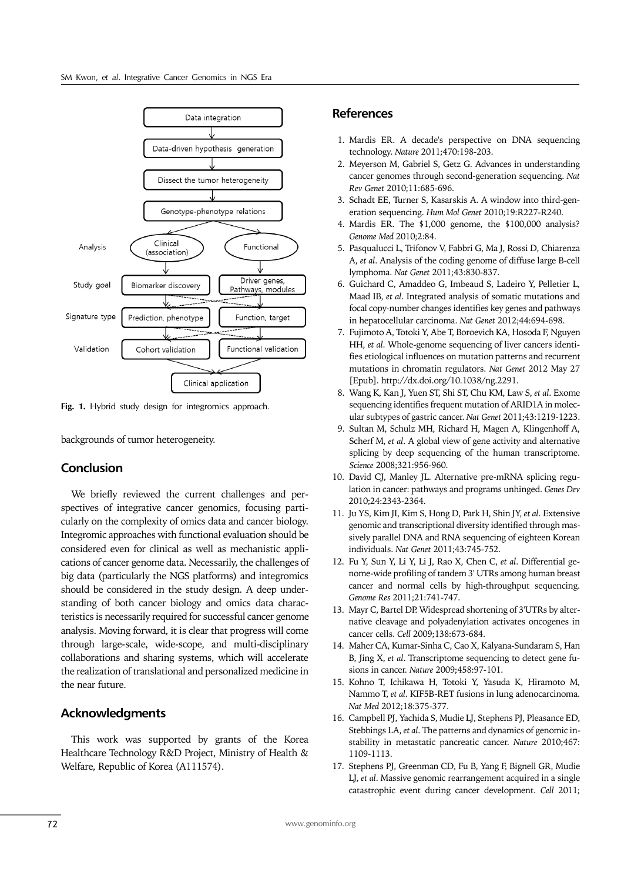Fig. 1. Hybrid study design for integromics approach.

backgrounds of tumor heterogeneity.

## Conclusion

We briefly reviewed the current challenges and perspectives of integrative cancer genomics, focusing particularly on the complexity of omics data and cancer biology. Integromic approaches with functional evaluation should be considered even for clinical as well as mechanistic applications of cancer genome data. Necessarily, the challenges of big data (particularly the NGS platforms) and integromics should be considered in the study design. A deep understanding of both cancer biology and omics data characteristics is necessarily required for successful cancer genome analysis. Moving forward, it is clear that progress will come through large-scale, wide-scope, and multi-disciplinary collaborations and sharing systems, which will accelerate the realization of translational and personalized medicine in the near future.

## Acknowledgments

This work was supported by grants of the Korea Healthcare Technology R&D Project, Ministry of Health & Welfare, Republic of Korea (A111574).

## References

1. Mardis ER. A decade's perspective on DNA sequencing technology. *Nature* 2011;470:198-203.
2. Meyerson M, Gabriel S, Getz G. Advances in understanding cancer genomes through second-generation sequencing. *Nat Rev Genet* 2010;11:685-696.
3. Schadt EE, Turner S, Kasarskis A. A window into third-generation sequencing. *Hum Mol Genet* 2010;19:R227-R240.
4. Mardis ER. The $1,000 genome, the $100,000 analysis? *Genome Med* 2010;2:84.
5. Pasqualucci L, Trifonov V, Fabbri G, Ma J, Rossi D, Chiarenza A, *et al*. Analysis of the coding genome of diffuse large B-cell lymphoma. *Nat Genet* 2011;43:830-837.
6. Guichard C, Amaddeo G, Imbeaud S, Ladeiro Y, Pelletier L, Maad IB, *et al*. Integrated analysis of somatic mutations and focal copy-number changes identifies key genes and pathways in hepatocellular carcinoma. *Nat Genet* 2012;44:694-698.
7. Fujimoto A, Totoki Y, Abe T, Boroevich KA, Hosoda F, Nguyen HH, *et al*. Whole-genome sequencing of liver cancers identifies etiological influences on mutation patterns and recurrent mutations in chromatin regulators. *Nat Genet* 2012 May 27 [Epub]. http://dx.doi.org/10.1038/ng.2291.
8. Wang K, Kan J, Yuen ST, Shi ST, Chu KM, Law S, *et al*. Exome sequencing identifies frequent mutation of ARID1A in molecular subtypes of gastric cancer. *Nat Genet* 2011;43:1219-1223.
9. Sultan M, Schulz MH, Richard H, Magen A, Klingenhoff A, Scherf M, *et al*. A global view of gene activity and alternative splicing by deep sequencing of the human transcriptome. *Science* 2008;321:956-960.
10. David CJ, Manley JL. Alternative pre-mRNA splicing regulation in cancer: pathways and programs unhinged. *Genes Dev* 2010;24:2343-2364.
11. Ju YS, Kim JI, Kim S, Hong D, Park H, Shin JY, *et al*. Extensive genomic and transcriptional diversity identified through massively parallel DNA and RNA sequencing of eighteen Korean individuals. *Nat Genet* 2011;43:745-752.
12. Fu Y, Sun Y, Li Y, Li J, Rao X, Chen C, *et al*. Differential genome-wide profiling of tandem 3' UTRs among human breast cancer and normal cells by high-throughput sequencing. *Genome Res* 2011;21:741-747.
13. Mayr C, Bartel DP. Widespread shortening of 3'UTRs by alternative cleavage and polyadenylation activates oncogenes in cancer cells. *Cell* 2009;138:673-684.
14. Maher CA, Kumar-Sinha C, Cao X, Kalyana-Sundaram S, Han B, Jing X, *et al*. Transcriptome sequencing to detect gene fusions in cancer. *Nature* 2009;458:97-101.
15. Kohno T, Ichikawa H, Totoki Y, Yasuda K, Hiramoto M, Nammo T, *et al*. KIF5B-RET fusions in lung adenocarcinoma. *Nat Med* 2012;18:375-377.
16. Campbell PJ, Yachida S, Mudie LJ, Stephens PJ, Pleasance ED, Stebbings LA, *et al*. The patterns and dynamics of genomic instability in metastatic pancreatic cancer. *Nature* 2010;467:1109-1113.
17. Stephens PJ, Greenman CD, Fu B, Yang F, Bignell GR, Mudie LJ, *et al*. Massive genomic rearrangement acquired in a single catastrophic event during cancer development. *Cell* 2011;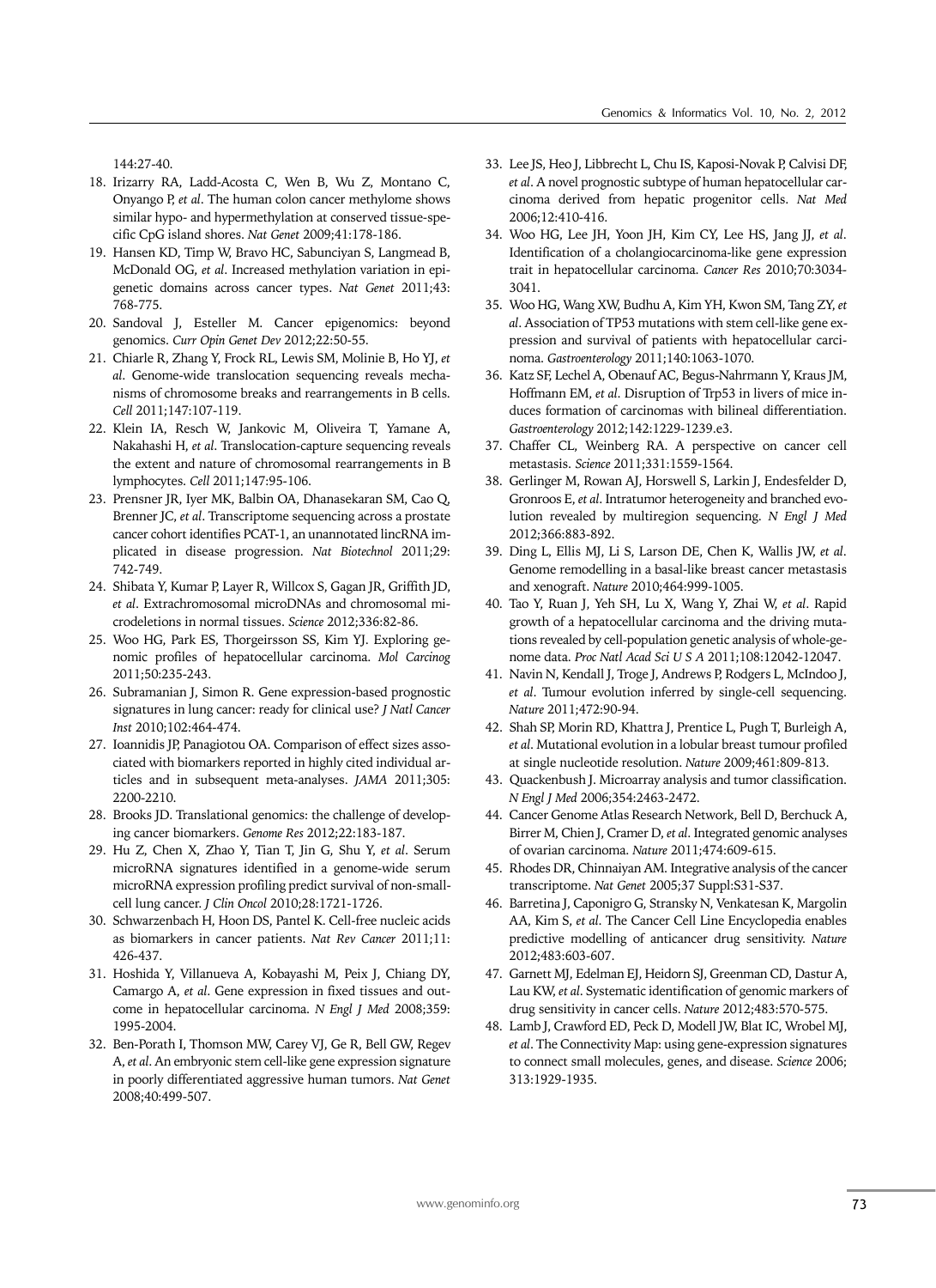144:27-40.

18. Irizarry RA, Ladd-Acosta C, Wen B, Wu Z, Montano C, Onyango P, *et al*. The human colon cancer methylome shows similar hypo- and hypermethylation at conserved tissue-specific CpG island shores. *Nat Genet* 2009;41:178-186.
19. Hansen KD, Timp W, Bravo HC, Sabunciyan S, Langmead B, McDonald OG, *et al*. Increased methylation variation in epigenetic domains across cancer types. *Nat Genet* 2011;43: 768-775.
20. Sandoval J, Esteller M. Cancer epigenomics: beyond genomics. *Curr Opin Genet Dev* 2012;22:50-55.
21. Chiarle R, Zhang Y, Frock RL, Lewis SM, Molinie B, Ho YJ, *et al*. Genome-wide translocation sequencing reveals mechanisms of chromosome breaks and rearrangements in B cells. *Cell* 2011;147:107-119.
22. Klein IA, Resch W, Jankovic M, Oliveira T, Yamane A, Nakahashi H, *et al*. Translocation-capture sequencing reveals the extent and nature of chromosomal rearrangements in B lymphocytes. *Cell* 2011;147:95-106.
23. Prensner JR, Iyer MK, Balbin OA, Dhanasekaran SM, Cao Q, Brenner JC, *et al*. Transcriptome sequencing across a prostate cancer cohort identifies PCAT-1, an unannotated lincRNA implicated in disease progression. *Nat Biotechnol* 2011;29: 742-749.
24. Shibata Y, Kumar P, Layer R, Willcox S, Gagan JR, Griffith JD, *et al*. Extrachromosomal microDNAs and chromosomal microdeletions in normal tissues. *Science* 2012;336:82-86.
25. Woo HG, Park ES, Thorgeirsson SS, Kim YJ. Exploring genomic profiles of hepatocellular carcinoma. *Mol Carcinog* 2011;50:235-243.
26. Subramanian J, Simon R. Gene expression-based prognostic signatures in lung cancer: ready for clinical use? *J Natl Cancer Inst* 2010;102:464-474.
27. Ioannidis JP, Panagiotou OA. Comparison of effect sizes associated with biomarkers reported in highly cited individual articles and in subsequent meta-analyses. *JAMA* 2011;305: 2200-2210.
28. Brooks JD. Translational genomics: the challenge of developing cancer biomarkers. *Genome Res* 2012;22:183-187.
29. Hu Z, Chen X, Zhao Y, Tian T, Jin G, Shu Y, *et al*. Serum microRNA signatures identified in a genome-wide serum microRNA expression profiling predict survival of non-small-cell lung cancer. *J Clin Oncol* 2010;28:1721-1726.
30. Schwarzenbach H, Hoon DS, Pantel K. Cell-free nucleic acids as biomarkers in cancer patients. *Nat Rev Cancer* 2011;11: 426-437.
31. Hoshida Y, Villanueva A, Kobayashi M, Peix J, Chiang DY, Camargo A, *et al*. Gene expression in fixed tissues and outcome in hepatocellular carcinoma. *N Engl J Med* 2008;359: 1995-2004.
32. Ben-Porath I, Thomson MW, Carey VJ, Ge R, Bell GW, Regev A, *et al*. An embryonic stem cell-like gene expression signature in poorly differentiated aggressive human tumors. *Nat Genet* 2008;40:499-507.
33. Lee JS, Heo J, Libbrecht L, Chu IS, Kaposi-Novak P, Calvisi DF, *et al*. A novel prognostic subtype of human hepatocellular carcinoma derived from hepatic progenitor cells. *Nat Med* 2006;12:410-416.
34. Woo HG, Lee JH, Yoon JH, Kim CY, Lee HS, Jang JJ, *et al*. Identification of a cholangiocarcinoma-like gene expression trait in hepatocellular carcinoma. *Cancer Res* 2010;70:3034-3041.
35. Woo HG, Wang XW, Budhu A, Kim YH, Kwon SM, Tang ZY, *et al*. Association of TP53 mutations with stem cell-like gene expression and survival of patients with hepatocellular carcinoma. *Gastroenterology* 2011;140:1063-1070.
36. Katz SF, Lechel A, Obenauf AC, Begus-Nahrmann Y, Kraus JM, Hoffmann EM, *et al*. Disruption of Trp53 in livers of mice induces formation of carcinomas with bilineal differentiation. *Gastroenterology* 2012;142:1229-1239.e3.
37. Chaffer CL, Weinberg RA. A perspective on cancer cell metastasis. *Science* 2011;331:1559-1564.
38. Gerlinger M, Rowan AJ, Horswell S, Larkin J, Endesfelder D, Gronroos E, *et al*. Intratumor heterogeneity and branched evolution revealed by multiregion sequencing. *N Engl J Med* 2012;366:883-892.
39. Ding L, Ellis MJ, Li S, Larson DE, Chen K, Wallis JW, *et al*. Genome remodelling in a basal-like breast cancer metastasis and xenograft. *Nature* 2010;464:999-1005.
40. Tao Y, Ruan J, Yeh SH, Lu X, Wang Y, Zhai W, *et al*. Rapid growth of a hepatocellular carcinoma and the driving mutations revealed by cell-population genetic analysis of whole-genome data. *Proc Natl Acad Sci U S A* 2011;108:12042-12047.
41. Navin N, Kendall J, Troge J, Andrews P, Rodgers L, McIndoo J, *et al*. Tumour evolution inferred by single-cell sequencing. *Nature* 2011;472:90-94.
42. Shah SP, Morin RD, Khattra J, Prentice L, Pugh T, Burleigh A, *et al*. Mutational evolution in a lobular breast tumour profiled at single nucleotide resolution. *Nature* 2009;461:809-813.
43. Quackenbush J. Microarray analysis and tumor classification. *N Engl J Med* 2006;354:2463-2472.
44. Cancer Genome Atlas Research Network, Bell D, Berchuck A, Birrer M, Chien J, Cramer D, *et al*. Integrated genomic analyses of ovarian carcinoma. *Nature* 2011;474:609-615.
45. Rhodes DR, Chinnaiyan AM. Integrative analysis of the cancer transcriptome. *Nat Genet* 2005;37 Suppl:S31-S37.
46. Barretina J, Caponigro G, Stransky N, Venkatesan K, Margolin AA, Kim S, *et al*. The Cancer Cell Line Encyclopedia enables predictive modelling of anticancer drug sensitivity. *Nature* 2012;483:603-607.
47. Garnett MJ, Edelman EJ, Heidorn SJ, Greenman CD, Dastur A, Lau KW, *et al*. Systematic identification of genomic markers of drug sensitivity in cancer cells. *Nature* 2012;483:570-575.
48. Lamb J, Crawford ED, Peck D, Modell JW, Blat IC, Wrobel MJ, *et al*. The Connectivity Map: using gene-expression signatures to connect small molecules, genes, and disease. *Science* 2006; 313:1929-1935.